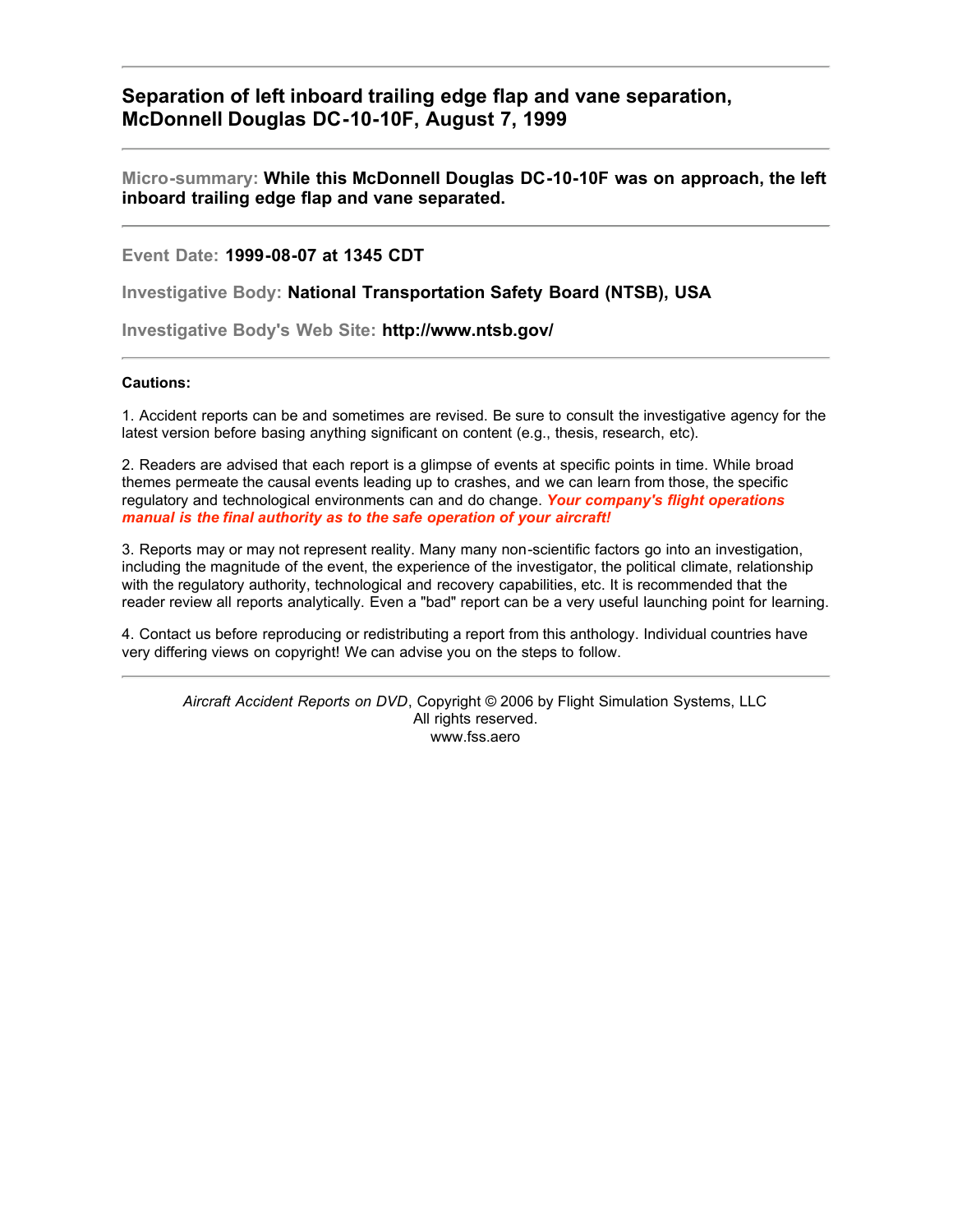# Separation of left inboard trailing edge flap and vane separation, McDonnell Douglas DC-10-10F, August 7, 1999

**Micro-summary:** **While this McDonnell Douglas DC-10-10F was on approach, the left inboard trailing edge flap and vane separated.**

**Event Date:** **1999-08-07 at 1345 CDT**

**Investigative Body:** **National Transportation Safety Board (NTSB), USA**

**Investigative Body's Web Site:** **http://www.ntsb.gov/**

**Cautions:**

1. Accident reports can be and sometimes are revised. Be sure to consult the investigative agency for the latest version before basing anything significant on content (e.g., thesis, research, etc).

2. Readers are advised that each report is a glimpse of events at specific points in time. While broad themes permeate the causal events leading up to crashes, and we can learn from those, the specific regulatory and technological environments can and do change. ***Your company's flight operations manual is the final authority as to the safe operation of your aircraft!***

3. Reports may or may not represent reality. Many many non-scientific factors go into an investigation, including the magnitude of the event, the experience of the investigator, the political climate, relationship with the regulatory authority, technological and recovery capabilities, etc. It is recommended that the reader review all reports analytically. Even a "bad" report can be a very useful launching point for learning.

4. Contact us before reproducing or redistributing a report from this anthology. Individual countries have very differing views on copyright! We can advise you on the steps to follow.

*Aircraft Accident Reports on DVD*, Copyright © 2006 by Flight Simulation Systems, LLC
All rights reserved.
www.fss.aero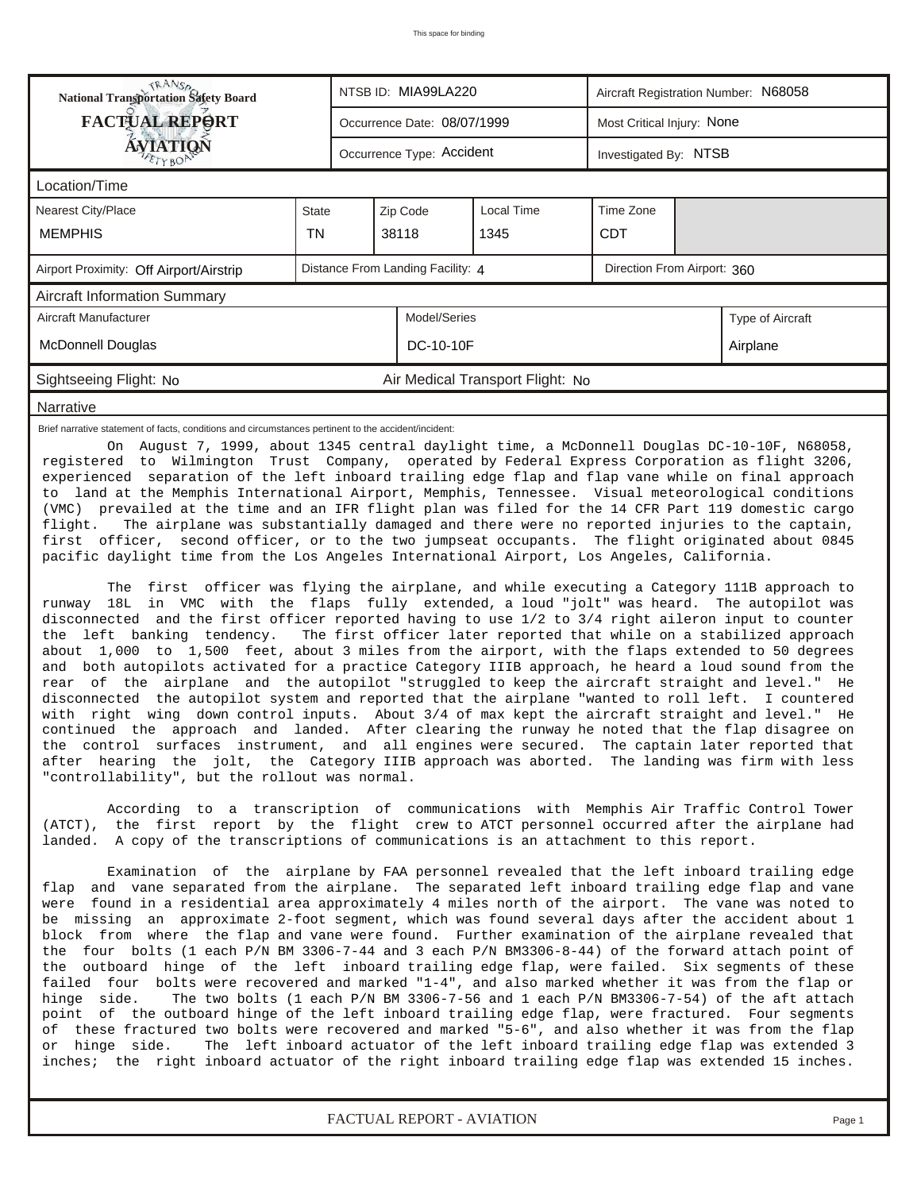# National Transportation Safety Board FACTUAL REPORT AVIATION

| NTSB ID: MIA99LA220 | Aircraft Registration Number: N68058 |
|---|---|
| Occurrence Date: 08/07/1999 | Most Critical Injury: None |
| Occurrence Type: Accident | Investigated By: NTSB |

## Location/Time

| Nearest City/Place | State | Zip Code | Local Time | Time Zone |
|---|---|---|---|---|
| MEMPHIS | TN | 38118 | 1345 | CDT |

Airport Proximity: Off Airport/Airstrip | Distance From Landing Facility: 4 | Direction From Airport: 360

## Aircraft Information Summary

| Aircraft Manufacturer | Model/Series | Type of Aircraft |
|---|---|---|
| McDonnell Douglas | DC-10-10F | Airplane |

Sightseeing Flight: No | Air Medical Transport Flight: No

## Narrative

Brief narrative statement of facts, conditions and circumstances pertinent to the accident/incident:

On August 7, 1999, about 1345 central daylight time, a McDonnell Douglas DC-10-10F, N68058, registered to Wilmington Trust Company, operated by Federal Express Corporation as flight 3206, experienced separation of the left inboard trailing edge flap and flap vane while on final approach to land at the Memphis International Airport, Memphis, Tennessee. Visual meteorological conditions (VMC) prevailed at the time and an IFR flight plan was filed for the 14 CFR Part 119 domestic cargo flight. The airplane was substantially damaged and there were no reported injuries to the captain, first officer, second officer, or to the two jumpseat occupants. The flight originated about 0845 pacific daylight time from the Los Angeles International Airport, Los Angeles, California.

The first officer was flying the airplane, and while executing a Category 111B approach to runway 18L in VMC with the flaps fully extended, a loud "jolt" was heard. The autopilot was disconnected and the first officer reported having to use 1/2 to 3/4 right aileron input to counter the left banking tendency. The first officer later reported that while on a stabilized approach about 1,000 to 1,500 feet, about 3 miles from the airport, with the flaps extended to 50 degrees and both autopilots activated for a practice Category IIIB approach, he heard a loud sound from the rear of the airplane and the autopilot "struggled to keep the aircraft straight and level." He disconnected the autopilot system and reported that the airplane "wanted to roll left. I countered with right wing down control inputs. About 3/4 of max kept the aircraft straight and level." He continued the approach and landed. After clearing the runway he noted that the flap disagree on the control surfaces instrument, and all engines were secured. The captain later reported that after hearing the jolt, the Category IIIB approach was aborted. The landing was firm with less "controllability", but the rollout was normal.

According to a transcription of communications with Memphis Air Traffic Control Tower (ATCT), the first report by the flight crew to ATCT personnel occurred after the airplane had landed. A copy of the transcriptions of communications is an attachment to this report.

Examination of the airplane by FAA personnel revealed that the left inboard trailing edge flap and vane separated from the airplane. The separated left inboard trailing edge flap and vane were found in a residential area approximately 4 miles north of the airport. The vane was noted to be missing an approximate 2-foot segment, which was found several days after the accident about 1 block from where the flap and vane were found. Further examination of the airplane revealed that the four bolts (1 each P/N BM 3306-7-44 and 3 each P/N BM3306-8-44) of the forward attach point of the outboard hinge of the left inboard trailing edge flap, were failed. Six segments of these failed four bolts were recovered and marked "1-4", and also marked whether it was from the flap or hinge side. The two bolts (1 each P/N BM 3306-7-56 and 1 each P/N BM3306-7-54) of the aft attach point of the outboard hinge of the left inboard trailing edge flap, were fractured. Four segments of these fractured two bolts were recovered and marked "5-6", and also whether it was from the flap or hinge side. The left inboard actuator of the left inboard trailing edge flap was extended 3 inches; the right inboard actuator of the right inboard trailing edge flap was extended 15 inches.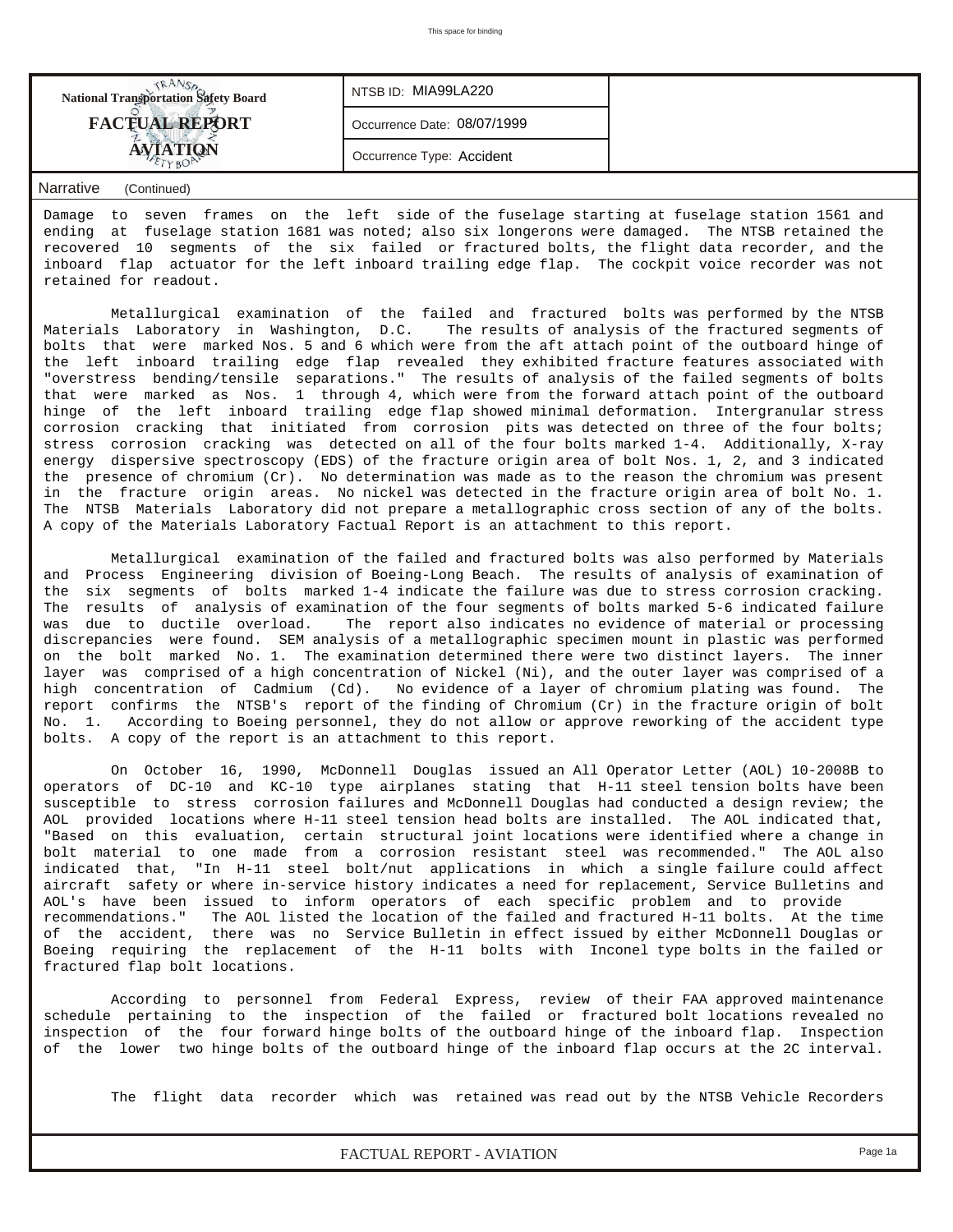National Transportation Safety Board
**FACTUAL REPORT**
**AVIATION**

| NTSB ID: MIA99LA220 |
| --- |
| Occurrence Date: 08/07/1999 |
| Occurrence Type: Accident |

## Narrative (Continued)

Damage to seven frames on the left side of the fuselage starting at fuselage station 1561 and ending at fuselage station 1681 was noted; also six longerons were damaged. The NTSB retained the recovered 10 segments of the six failed or fractured bolts, the flight data recorder, and the inboard flap actuator for the left inboard trailing edge flap. The cockpit voice recorder was not retained for readout.

Metallurgical examination of the failed and fractured bolts was performed by the NTSB Materials Laboratory in Washington, D.C. The results of analysis of the fractured segments of bolts that were marked Nos. 5 and 6 which were from the aft attach point of the outboard hinge of the left inboard trailing edge flap revealed they exhibited fracture features associated with "overstress bending/tensile separations." The results of analysis of the failed segments of bolts that were marked as Nos. 1 through 4, which were from the forward attach point of the outboard hinge of the left inboard trailing edge flap showed minimal deformation. Intergranular stress corrosion cracking that initiated from corrosion pits was detected on three of the four bolts; stress corrosion cracking was detected on all of the four bolts marked 1-4. Additionally, X-ray energy dispersive spectroscopy (EDS) of the fracture origin area of bolt Nos. 1, 2, and 3 indicated the presence of chromium (Cr). No determination was made as to the reason the chromium was present in the fracture origin areas. No nickel was detected in the fracture origin area of bolt No. 1. The NTSB Materials Laboratory did not prepare a metallographic cross section of any of the bolts. A copy of the Materials Laboratory Factual Report is an attachment to this report.

Metallurgical examination of the failed and fractured bolts was also performed by Materials and Process Engineering division of Boeing-Long Beach. The results of analysis of examination of the six segments of bolts marked 1-4 indicate the failure was due to stress corrosion cracking. The results of analysis of examination of the four segments of bolts marked 5-6 indicated failure was due to ductile overload. The report also indicates no evidence of material or processing discrepancies were found. SEM analysis of a metallographic specimen mount in plastic was performed on the bolt marked No. 1. The examination determined there were two distinct layers. The inner layer was comprised of a high concentration of Nickel (Ni), and the outer layer was comprised of a high concentration of Cadmium (Cd). No evidence of a layer of chromium plating was found. The report confirms the NTSB's report of the finding of Chromium (Cr) in the fracture origin of bolt No. 1. According to Boeing personnel, they do not allow or approve reworking of the accident type bolts. A copy of the report is an attachment to this report.

On October 16, 1990, McDonnell Douglas issued an All Operator Letter (AOL) 10-2008B to operators of DC-10 and KC-10 type airplanes stating that H-11 steel tension bolts have been susceptible to stress corrosion failures and McDonnell Douglas had conducted a design review; the AOL provided locations where H-11 steel tension head bolts are installed. The AOL indicated that, "Based on this evaluation, certain structural joint locations were identified where a change in bolt material to one made from a corrosion resistant steel was recommended." The AOL also indicated that, "In H-11 steel bolt/nut applications in which a single failure could affect aircraft safety or where in-service history indicates a need for replacement, Service Bulletins and AOL's have been issued to inform operators of each specific problem and to provide recommendations." The AOL listed the location of the failed and fractured H-11 bolts. At the time of the accident, there was no Service Bulletin in effect issued by either McDonnell Douglas or Boeing requiring the replacement of the H-11 bolts with Inconel type bolts in the failed or fractured flap bolt locations.

According to personnel from Federal Express, review of their FAA approved maintenance schedule pertaining to the inspection of the failed or fractured bolt locations revealed no inspection of the four forward hinge bolts of the outboard hinge of the inboard flap. Inspection of the lower two hinge bolts of the outboard hinge of the inboard flap occurs at the 2C interval.

The flight data recorder which was retained was read out by the NTSB Vehicle Recorders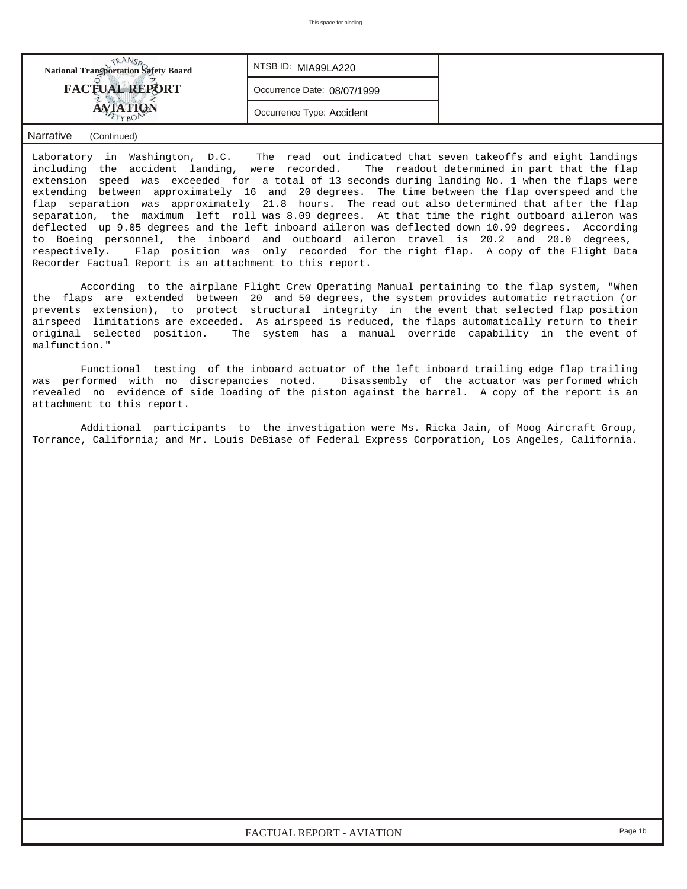National Transportation Safety Board
**FACTUAL REPORT**
**AVIATION**

NTSB ID: MIA99LA220

Occurrence Date: 08/07/1999

Occurrence Type: Accident

Narrative (Continued)

Laboratory in Washington, D.C. The read out indicated that seven takeoffs and eight landings including the accident landing, were recorded. The readout determined in part that the flap extension speed was exceeded for a total of 13 seconds during landing No. 1 when the flaps were extending between approximately 16 and 20 degrees. The time between the flap overspeed and the flap separation was approximately 21.8 hours. The read out also determined that after the flap separation, the maximum left roll was 8.09 degrees. At that time the right outboard aileron was deflected up 9.05 degrees and the left inboard aileron was deflected down 10.99 degrees. According to Boeing personnel, the inboard and outboard aileron travel is 20.2 and 20.0 degrees, respectively. Flap position was only recorded for the right flap. A copy of the Flight Data Recorder Factual Report is an attachment to this report.

According to the airplane Flight Crew Operating Manual pertaining to the flap system, "When the flaps are extended between 20 and 50 degrees, the system provides automatic retraction (or prevents extension), to protect structural integrity in the event that selected flap position airspeed limitations are exceeded. As airspeed is reduced, the flaps automatically return to their original selected position. The system has a manual override capability in the event of malfunction."

Functional testing of the inboard actuator of the left inboard trailing edge flap trailing was performed with no discrepancies noted. Disassembly of the actuator was performed which revealed no evidence of side loading of the piston against the barrel. A copy of the report is an attachment to this report.

Additional participants to the investigation were Ms. Ricka Jain, of Moog Aircraft Group, Torrance, California; and Mr. Louis DeBiase of Federal Express Corporation, Los Angeles, California.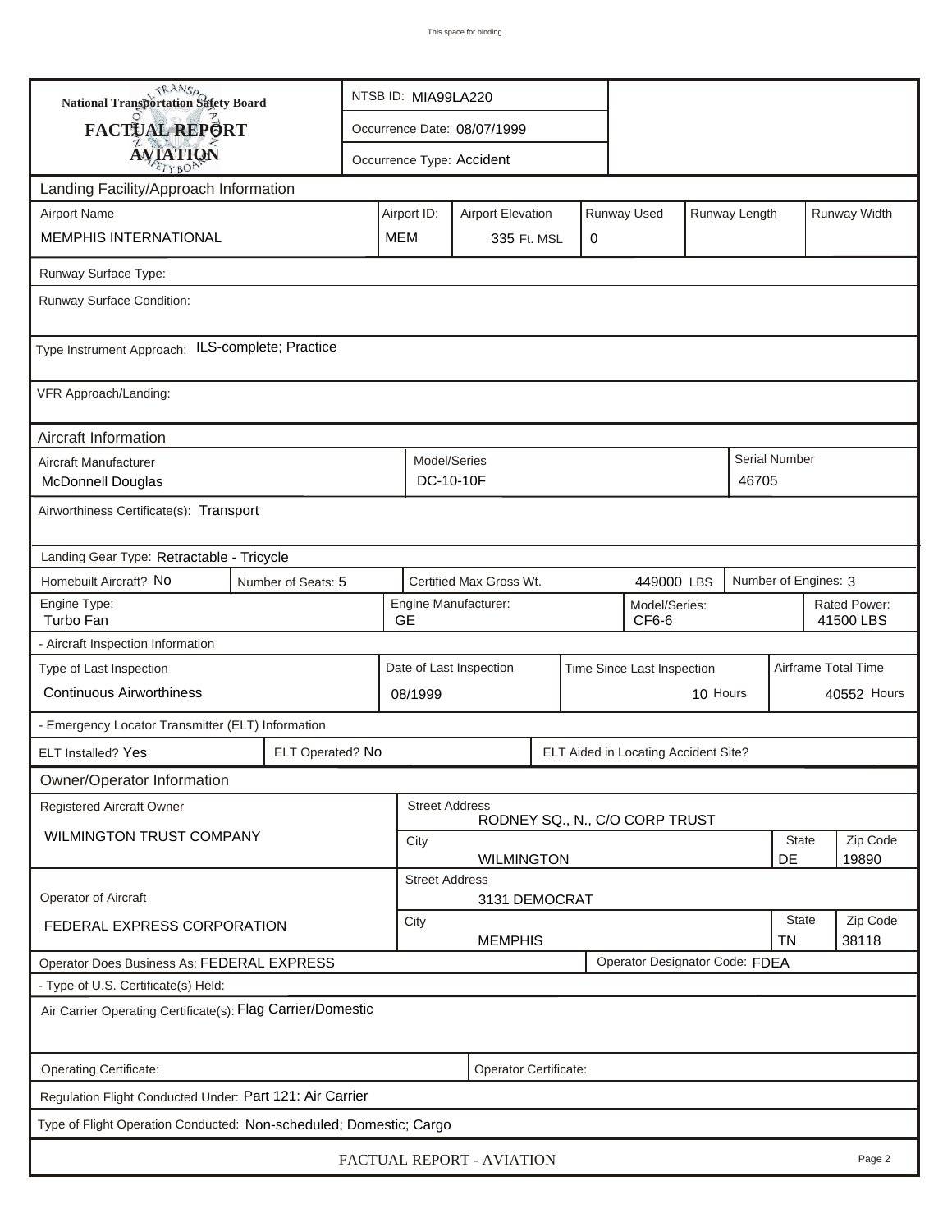**National Transportation Safety Board**

**FACTUAL REPORT**

**AVIATION**

| | |
|---|---|
| NTSB ID: | MIA99LA220 |
| Occurrence Date: | 08/07/1999 |
| Occurrence Type: | Accident |

## Landing Facility/Approach Information

| Airport Name | Airport ID: | Airport Elevation | Runway Used | Runway Length | Runway Width |
|---|---|---|---|---|---|
| MEMPHIS INTERNATIONAL | MEM | 335 Ft. MSL | 0 | | |

Runway Surface Type:

Runway Surface Condition:

Type Instrument Approach: ILS-complete; Practice

VFR Approach/Landing:

## Aircraft Information

| Aircraft Manufacturer | Model/Series | Serial Number |
|---|---|---|
| McDonnell Douglas | DC-10-10F | 46705 |

Airworthiness Certificate(s): Transport

Landing Gear Type: Retractable - Tricycle

| Homebuilt Aircraft? | Number of Seats: | Certified Max Gross Wt. | Number of Engines: |
|---|---|---|---|
| No | 5 | 449000 LBS | 3 |

| Engine Type: | Engine Manufacturer: | Model/Series: | Rated Power: |
|---|---|---|---|
| Turbo Fan | GE | CF6-6 | 41500 LBS |

- Aircraft Inspection Information

| Type of Last Inspection | Date of Last Inspection | Time Since Last Inspection | Airframe Total Time |
|---|---|---|---|
| Continuous Airworthiness | 08/1999 | 10 Hours | 40552 Hours |

- Emergency Locator Transmitter (ELT) Information

| ELT Installed? | ELT Operated? | ELT Aided in Locating Accident Site? |
|---|---|---|
| Yes | No | |

## Owner/Operator Information

| | | Street Address | City | State | Zip Code |
|---|---|---|---|---|---|
| Registered Aircraft Owner | WILMINGTON TRUST COMPANY | RODNEY SQ., N., C/O CORP TRUST | WILMINGTON | DE | 19890 |
| Operator of Aircraft | FEDERAL EXPRESS CORPORATION | 3131 DEMOCRAT | MEMPHIS | TN | 38118 |

Operator Does Business As: FEDERAL EXPRESS

Operator Designator Code: FDEA

- Type of U.S. Certificate(s) Held:

Air Carrier Operating Certificate(s): Flag Carrier/Domestic

Operating Certificate:

Operator Certificate:

Regulation Flight Conducted Under: Part 121: Air Carrier

Type of Flight Operation Conducted: Non-scheduled; Domestic; Cargo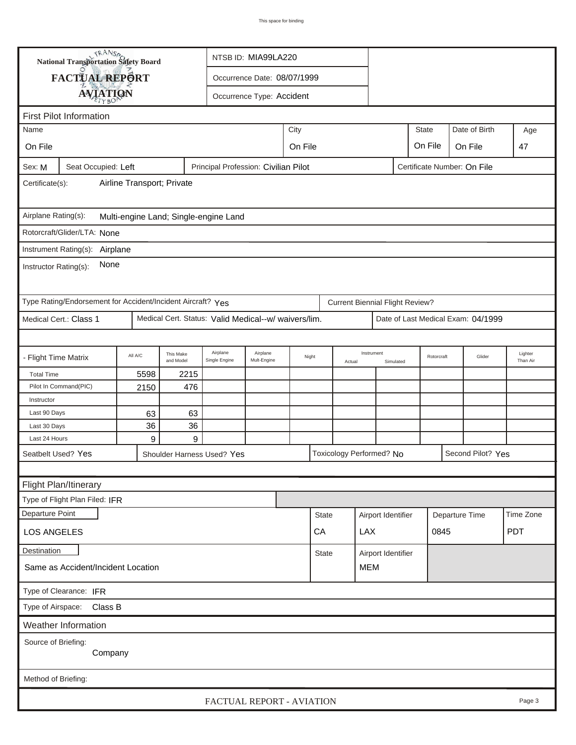This space for binding

**National Transportation Safety Board**

**FACTUAL REPORT**

**AVIATION**

NTSB ID: MIA99LA220

Occurrence Date: 08/07/1999

Occurrence Type: Accident

## First Pilot Information

| Name | City | State | Date of Birth | Age |
|---|---|---|---|---|
| On File | On File | On File | On File | 47 |

Sex: M | Seat Occupied: Left | Principal Profession: Civilian Pilot | Certificate Number: On File

Certificate(s): Airline Transport; Private

Airplane Rating(s): Multi-engine Land; Single-engine Land

Rotorcraft/Glider/LTA: None

Instrument Rating(s): Airplane

Instructor Rating(s): None

Type Rating/Endorsement for Accident/Incident Aircraft? Yes | Current Biennial Flight Review?

Medical Cert.: Class 1 | Medical Cert. Status: Valid Medical--w/ waivers/lim. | Date of Last Medical Exam: 04/1999

| - Flight Time Matrix | All A/C | This Make and Model | Airplane Single Engine | Airplane Mult-Engine | Night | Instrument Actual | Instrument Simulated | Rotorcraft | Glider | Lighter Than Air |
|---|---|---|---|---|---|---|---|---|---|---|
| Total Time | 5598 | 2215 | | | | | | | | |
| Pilot In Command(PIC) | 2150 | 476 | | | | | | | | |
| Instructor | | | | | | | | | | |
| Last 90 Days | 63 | 63 | | | | | | | | |
| Last 30 Days | 36 | 36 | | | | | | | | |
| Last 24 Hours | 9 | 9 | | | | | | | | |

Seatbelt Used? Yes | Shoulder Harness Used? Yes | Toxicology Performed? No | Second Pilot? Yes

## Flight Plan/Itinerary

Type of Flight Plan Filed: IFR

| Departure Point | State | Airport Identifier | Departure Time | Time Zone |
|---|---|---|---|---|
| LOS ANGELES | CA | LAX | 0845 | PDT |

| Destination | State | Airport Identifier |
|---|---|---|
| Same as Accident/Incident Location | | MEM |

Type of Clearance: IFR

Type of Airspace: Class B

## Weather Information

Source of Briefing: Company

Method of Briefing:

FACTUAL REPORT - AVIATION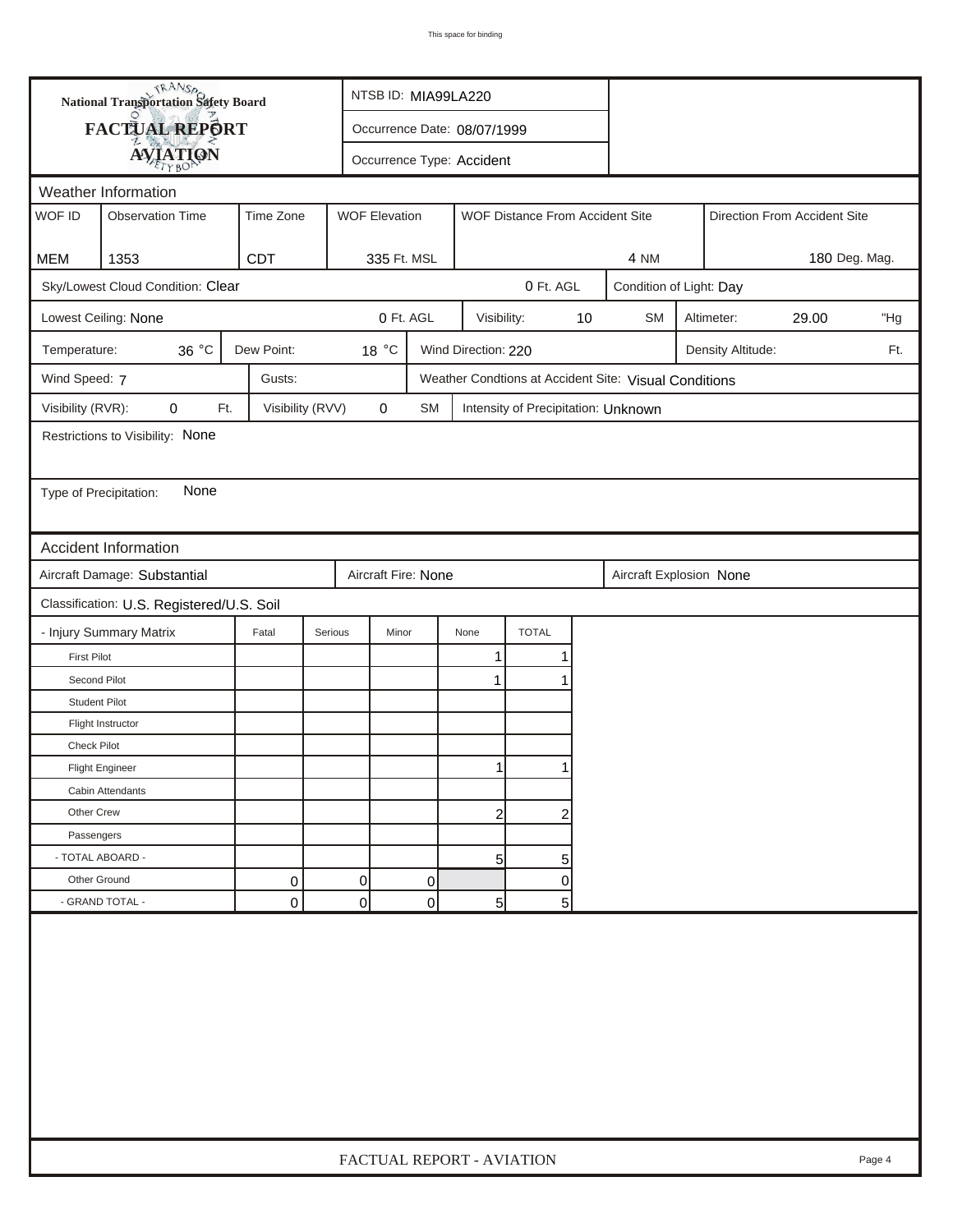This space for binding

**National Transportation Safety Board**

# FACTUAL REPORT AVIATION

NTSB ID: MIA99LA220

Occurrence Date: 08/07/1999

Occurrence Type: Accident

## Weather Information

| WOF ID | Observation Time | Time Zone | WOF Elevation | WOF Distance From Accident Site | Direction From Accident Site |
|---|---|---|---|---|---|
| MEM | 1353 | CDT | 335 Ft. MSL | 4 NM | 180 Deg. Mag. |

Sky/Lowest Cloud Condition: Clear 0 Ft. AGL

Condition of Light: Day

Lowest Ceiling: None 0 Ft. AGL

Visibility: 10 SM

Altimeter: 29.00 "Hg

Temperature: 36 °C

Dew Point: 18 °C

Wind Direction: 220

Density Altitude: Ft.

Wind Speed: 7

Gusts:

Weather Condtions at Accident Site: Visual Conditions

Visibility (RVR): 0 Ft.

Visibility (RVV) 0 SM

Intensity of Precipitation: Unknown

Restrictions to Visibility: None

Type of Precipitation: None

## Accident Information

Aircraft Damage: Substantial

Aircraft Fire: None

Aircraft Explosion None

Classification: U.S. Registered/U.S. Soil

| - Injury Summary Matrix | Fatal | Serious | Minor | None | TOTAL |
|---|---|---|---|---|---|
| First Pilot | | | | 1 | 1 |
| Second Pilot | | | | 1 | 1 |
| Student Pilot | | | | | |
| Flight Instructor | | | | | |
| Check Pilot | | | | | |
| Flight Engineer | | | | 1 | 1 |
| Cabin Attendants | | | | | |
| Other Crew | | | | 2 | 2 |
| Passengers | | | | | |
| - TOTAL ABOARD - | | | | 5 | 5 |
| Other Ground | 0 | 0 | 0 | | 0 |
| - GRAND TOTAL - | 0 | 0 | 0 | 5 | 5 |

FACTUAL REPORT - AVIATION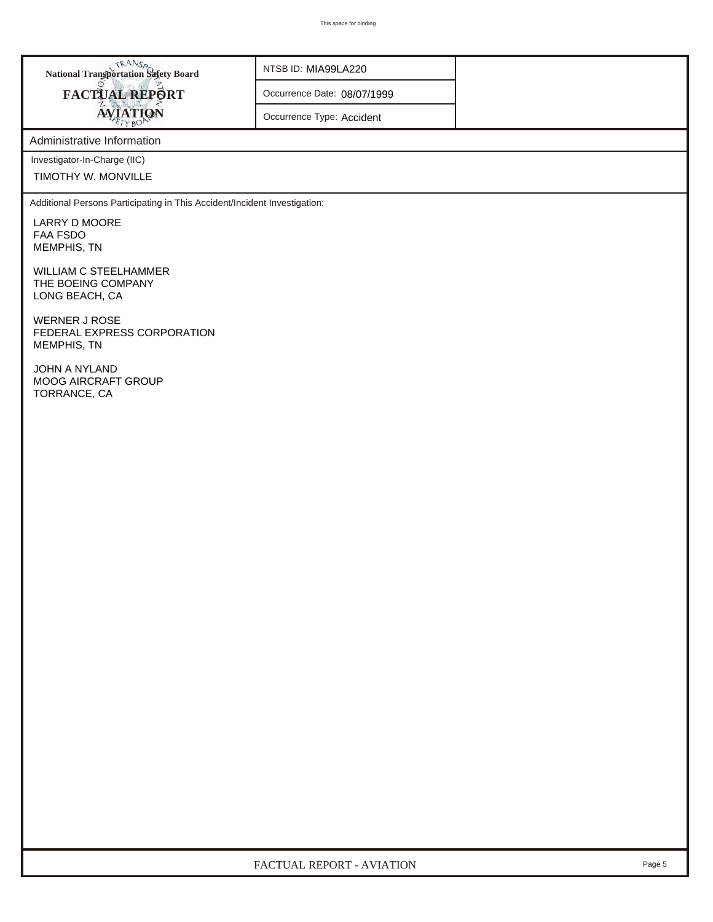**National Transportation Safety Board**

**FACTUAL REPORT**

**AVIATION**

| | |
|---|---|
| NTSB ID: MIA99LA220 | |
| Occurrence Date: 08/07/1999 | |
| Occurrence Type: Accident | |

## Administrative Information

Investigator-In-Charge (IIC)

TIMOTHY W. MONVILLE

Additional Persons Participating in This Accident/Incident Investigation:

LARRY D MOORE
FAA FSDO
MEMPHIS, TN

WILLIAM C STEELHAMMER
THE BOEING COMPANY
LONG BEACH, CA

WERNER J ROSE
FEDERAL EXPRESS CORPORATION
MEMPHIS, TN

JOHN A NYLAND
MOOG AIRCRAFT GROUP
TORRANCE, CA